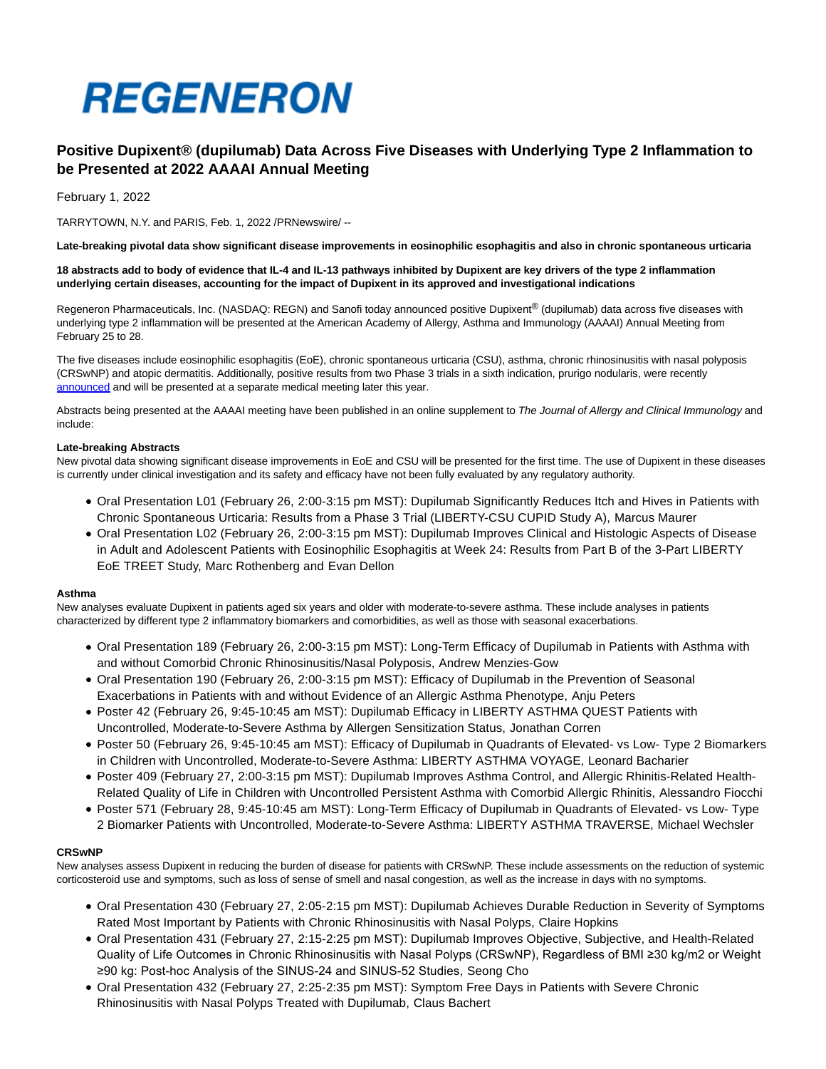# REGENERON

## Positive Dupixent® (dupilumab) Data Across Five Diseases with Underlying Type 2 Inflammation to be Presented at 2022 AAAAI Annual Meeting

February 1, 2022

TARRYTOWN, N.Y. and PARIS, Feb. 1, 2022 /PRNewswire/ --

**Late-breaking pivotal data show significant disease improvements in eosinophilic esophagitis and also in chronic spontaneous urticaria**

**18 abstracts add to body of evidence that IL-4 and IL-13 pathways inhibited by Dupixent are key drivers of the type 2 inflammation underlying certain diseases, accounting for the impact of Dupixent in its approved and investigational indications**

Regeneron Pharmaceuticals, Inc. (NASDAQ: REGN) and Sanofi today announced positive Dupixent® (dupilumab) data across five diseases with underlying type 2 inflammation will be presented at the American Academy of Allergy, Asthma and Immunology (AAAAI) Annual Meeting from February 25 to 28.

The five diseases include eosinophilic esophagitis (EoE), chronic spontaneous urticaria (CSU), asthma, chronic rhinosinusitis with nasal polyposis (CRSwNP) and atopic dermatitis. Additionally, positive results from two Phase 3 trials in a sixth indication, prurigo nodularis, were recently announced and will be presented at a separate medical meeting later this year.

Abstracts being presented at the AAAAI meeting have been published in an online supplement to *The Journal of Allergy and Clinical Immunology* and include:

**Late-breaking Abstracts**

New pivotal data showing significant disease improvements in EoE and CSU will be presented for the first time. The use of Dupixent in these diseases is currently under clinical investigation and its safety and efficacy have not been fully evaluated by any regulatory authority.

- Oral Presentation L01 (February 26, 2:00-3:15 pm MST): Dupilumab Significantly Reduces Itch and Hives in Patients with Chronic Spontaneous Urticaria: Results from a Phase 3 Trial (LIBERTY-CSU CUPID Study A), Marcus Maurer
- Oral Presentation L02 (February 26, 2:00-3:15 pm MST): Dupilumab Improves Clinical and Histologic Aspects of Disease in Adult and Adolescent Patients with Eosinophilic Esophagitis at Week 24: Results from Part B of the 3-Part LIBERTY EoE TREET Study, Marc Rothenberg and Evan Dellon

**Asthma**

New analyses evaluate Dupixent in patients aged six years and older with moderate-to-severe asthma. These include analyses in patients characterized by different type 2 inflammatory biomarkers and comorbidities, as well as those with seasonal exacerbations.

- Oral Presentation 189 (February 26, 2:00-3:15 pm MST): Long-Term Efficacy of Dupilumab in Patients with Asthma with and without Comorbid Chronic Rhinosinusitis/Nasal Polyposis, Andrew Menzies-Gow
- Oral Presentation 190 (February 26, 2:00-3:15 pm MST): Efficacy of Dupilumab in the Prevention of Seasonal Exacerbations in Patients with and without Evidence of an Allergic Asthma Phenotype, Anju Peters
- Poster 42 (February 26, 9:45-10:45 am MST): Dupilumab Efficacy in LIBERTY ASTHMA QUEST Patients with Uncontrolled, Moderate-to-Severe Asthma by Allergen Sensitization Status, Jonathan Corren
- Poster 50 (February 26, 9:45-10:45 am MST): Efficacy of Dupilumab in Quadrants of Elevated- vs Low- Type 2 Biomarkers in Children with Uncontrolled, Moderate-to-Severe Asthma: LIBERTY ASTHMA VOYAGE, Leonard Bacharier
- Poster 409 (February 27, 2:00-3:15 pm MST): Dupilumab Improves Asthma Control, and Allergic Rhinitis-Related Health-Related Quality of Life in Children with Uncontrolled Persistent Asthma with Comorbid Allergic Rhinitis, Alessandro Fiocchi
- Poster 571 (February 28, 9:45-10:45 am MST): Long-Term Efficacy of Dupilumab in Quadrants of Elevated- vs Low- Type 2 Biomarker Patients with Uncontrolled, Moderate-to-Severe Asthma: LIBERTY ASTHMA TRAVERSE, Michael Wechsler

**CRSwNP**

New analyses assess Dupixent in reducing the burden of disease for patients with CRSwNP. These include assessments on the reduction of systemic corticosteroid use and symptoms, such as loss of sense of smell and nasal congestion, as well as the increase in days with no symptoms.

- Oral Presentation 430 (February 27, 2:05-2:15 pm MST): Dupilumab Achieves Durable Reduction in Severity of Symptoms Rated Most Important by Patients with Chronic Rhinosinusitis with Nasal Polyps, Claire Hopkins
- Oral Presentation 431 (February 27, 2:15-2:25 pm MST): Dupilumab Improves Objective, Subjective, and Health-Related Quality of Life Outcomes in Chronic Rhinosinusitis with Nasal Polyps (CRSwNP), Regardless of BMI ≥30 kg/m2 or Weight ≥90 kg: Post-hoc Analysis of the SINUS-24 and SINUS-52 Studies, Seong Cho
- Oral Presentation 432 (February 27, 2:25-2:35 pm MST): Symptom Free Days in Patients with Severe Chronic Rhinosinusitis with Nasal Polyps Treated with Dupilumab, Claus Bachert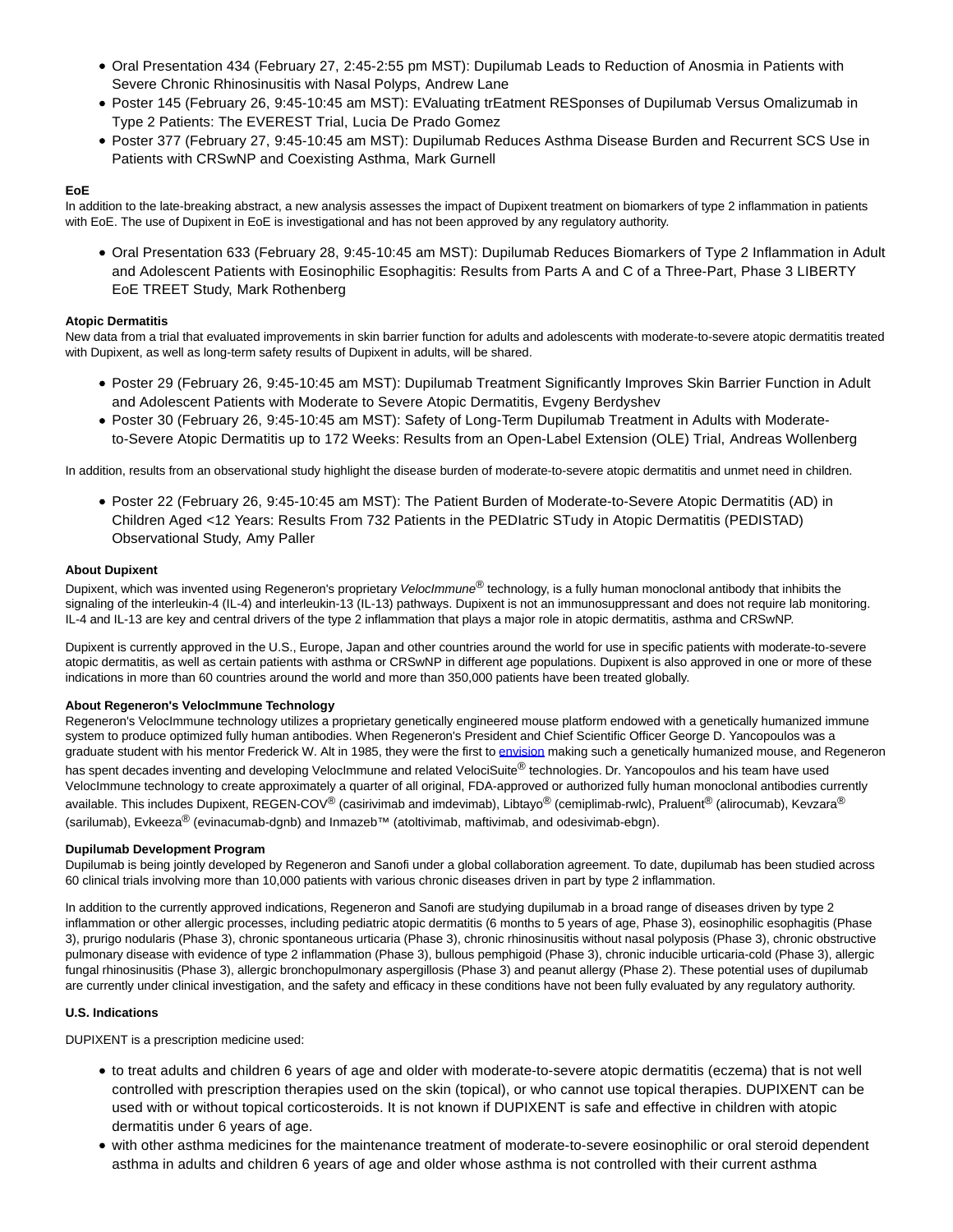- Oral Presentation 434 (February 27, 2:45-2:55 pm MST): Dupilumab Leads to Reduction of Anosmia in Patients with Severe Chronic Rhinosinusitis with Nasal Polyps, Andrew Lane
- Poster 145 (February 26, 9:45-10:45 am MST): EValuating trEatment RESponses of Dupilumab Versus Omalizumab in Type 2 Patients: The EVEREST Trial, Lucia De Prado Gomez
- Poster 377 (February 27, 9:45-10:45 am MST): Dupilumab Reduces Asthma Disease Burden and Recurrent SCS Use in Patients with CRSwNP and Coexisting Asthma, Mark Gurnell

**EoE**

In addition to the late-breaking abstract, a new analysis assesses the impact of Dupixent treatment on biomarkers of type 2 inflammation in patients with EoE. The use of Dupixent in EoE is investigational and has not been approved by any regulatory authority.

- Oral Presentation 633 (February 28, 9:45-10:45 am MST): Dupilumab Reduces Biomarkers of Type 2 Inflammation in Adult and Adolescent Patients with Eosinophilic Esophagitis: Results from Parts A and C of a Three-Part, Phase 3 LIBERTY EoE TREET Study, Mark Rothenberg

**Atopic Dermatitis**

New data from a trial that evaluated improvements in skin barrier function for adults and adolescents with moderate-to-severe atopic dermatitis treated with Dupixent, as well as long-term safety results of Dupixent in adults, will be shared.

- Poster 29 (February 26, 9:45-10:45 am MST): Dupilumab Treatment Significantly Improves Skin Barrier Function in Adult and Adolescent Patients with Moderate to Severe Atopic Dermatitis, Evgeny Berdyshev
- Poster 30 (February 26, 9:45-10:45 am MST): Safety of Long-Term Dupilumab Treatment in Adults with Moderate-to-Severe Atopic Dermatitis up to 172 Weeks: Results from an Open-Label Extension (OLE) Trial, Andreas Wollenberg

In addition, results from an observational study highlight the disease burden of moderate-to-severe atopic dermatitis and unmet need in children.

- Poster 22 (February 26, 9:45-10:45 am MST): The Patient Burden of Moderate-to-Severe Atopic Dermatitis (AD) in Children Aged <12 Years: Results From 732 Patients in the PEDIatric STudy in Atopic Dermatitis (PEDISTAD) Observational Study, Amy Paller

**About Dupixent**

Dupixent, which was invented using Regeneron's proprietary *VelocImmune*® technology, is a fully human monoclonal antibody that inhibits the signaling of the interleukin-4 (IL-4) and interleukin-13 (IL-13) pathways. Dupixent is not an immunosuppressant and does not require lab monitoring. IL-4 and IL-13 are key and central drivers of the type 2 inflammation that plays a major role in atopic dermatitis, asthma and CRSwNP.

Dupixent is currently approved in the U.S., Europe, Japan and other countries around the world for use in specific patients with moderate-to-severe atopic dermatitis, as well as certain patients with asthma or CRSwNP in different age populations. Dupixent is also approved in one or more of these indications in more than 60 countries around the world and more than 350,000 patients have been treated globally.

**About Regeneron's VelocImmune Technology**

Regeneron's VelocImmune technology utilizes a proprietary genetically engineered mouse platform endowed with a genetically humanized immune system to produce optimized fully human antibodies. When Regeneron's President and Chief Scientific Officer George D. Yancopoulos was a graduate student with his mentor Frederick W. Alt in 1985, they were the first to envision making such a genetically humanized mouse, and Regeneron has spent decades inventing and developing VelocImmune and related VelociSuite® technologies. Dr. Yancopoulos and his team have used VelocImmune technology to create approximately a quarter of all original, FDA-approved or authorized fully human monoclonal antibodies currently available. This includes Dupixent, REGEN-COV® (casirivimab and imdevimab), Libtayo® (cemiplimab-rwlc), Praluent® (alirocumab), Kevzara® (sarilumab), Evkeeza® (evinacumab-dgnb) and Inmazeb™ (atoltivimab, maftivimab, and odesivimab-ebgn).

**Dupilumab Development Program**

Dupilumab is being jointly developed by Regeneron and Sanofi under a global collaboration agreement. To date, dupilumab has been studied across 60 clinical trials involving more than 10,000 patients with various chronic diseases driven in part by type 2 inflammation.

In addition to the currently approved indications, Regeneron and Sanofi are studying dupilumab in a broad range of diseases driven by type 2 inflammation or other allergic processes, including pediatric atopic dermatitis (6 months to 5 years of age, Phase 3), eosinophilic esophagitis (Phase 3), prurigo nodularis (Phase 3), chronic spontaneous urticaria (Phase 3), chronic rhinosinusitis without nasal polyposis (Phase 3), chronic obstructive pulmonary disease with evidence of type 2 inflammation (Phase 3), bullous pemphigoid (Phase 3), chronic inducible urticaria-cold (Phase 3), allergic fungal rhinosinusitis (Phase 3), allergic bronchopulmonary aspergillosis (Phase 3) and peanut allergy (Phase 2). These potential uses of dupilumab are currently under clinical investigation, and the safety and efficacy in these conditions have not been fully evaluated by any regulatory authority.

**U.S. Indications**

DUPIXENT is a prescription medicine used:

- to treat adults and children 6 years of age and older with moderate-to-severe atopic dermatitis (eczema) that is not well controlled with prescription therapies used on the skin (topical), or who cannot use topical therapies. DUPIXENT can be used with or without topical corticosteroids. It is not known if DUPIXENT is safe and effective in children with atopic dermatitis under 6 years of age.
- with other asthma medicines for the maintenance treatment of moderate-to-severe eosinophilic or oral steroid dependent asthma in adults and children 6 years of age and older whose asthma is not controlled with their current asthma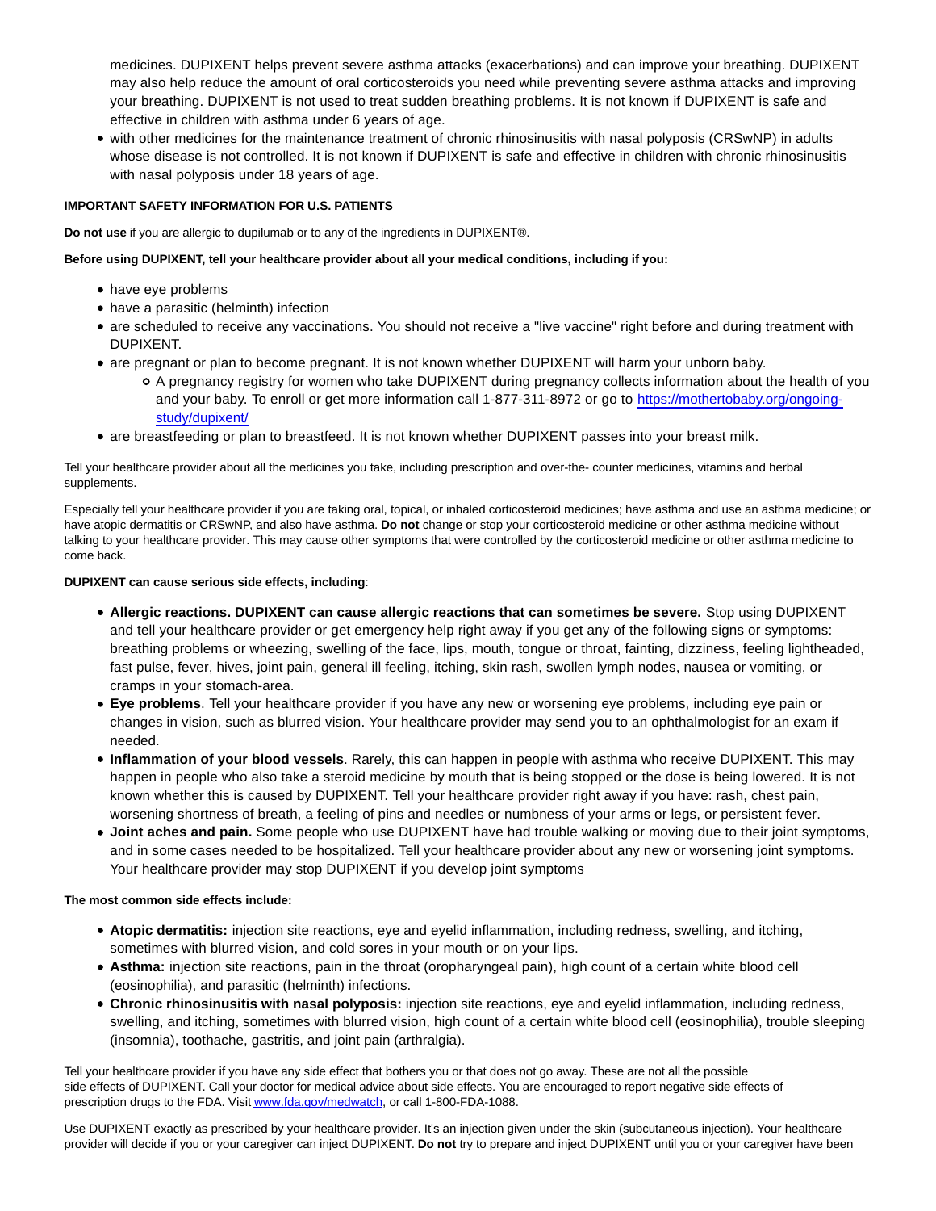medicines. DUPIXENT helps prevent severe asthma attacks (exacerbations) and can improve your breathing. DUPIXENT may also help reduce the amount of oral corticosteroids you need while preventing severe asthma attacks and improving your breathing. DUPIXENT is not used to treat sudden breathing problems. It is not known if DUPIXENT is safe and effective in children with asthma under 6 years of age.

- with other medicines for the maintenance treatment of chronic rhinosinusitis with nasal polyposis (CRSwNP) in adults whose disease is not controlled. It is not known if DUPIXENT is safe and effective in children with chronic rhinosinusitis with nasal polyposis under 18 years of age.

**IMPORTANT SAFETY INFORMATION FOR U.S. PATIENTS**

**Do not use** if you are allergic to dupilumab or to any of the ingredients in DUPIXENT®.

**Before using DUPIXENT, tell your healthcare provider about all your medical conditions, including if you:**

- have eye problems
- have a parasitic (helminth) infection
- are scheduled to receive any vaccinations. You should not receive a "live vaccine" right before and during treatment with DUPIXENT.
- are pregnant or plan to become pregnant. It is not known whether DUPIXENT will harm your unborn baby.
  - A pregnancy registry for women who take DUPIXENT during pregnancy collects information about the health of you and your baby. To enroll or get more information call 1-877-311-8972 or go to https://mothertobaby.org/ongoing-study/dupixent/
- are breastfeeding or plan to breastfeed. It is not known whether DUPIXENT passes into your breast milk.

Tell your healthcare provider about all the medicines you take, including prescription and over-the- counter medicines, vitamins and herbal supplements.

Especially tell your healthcare provider if you are taking oral, topical, or inhaled corticosteroid medicines; have asthma and use an asthma medicine; or have atopic dermatitis or CRSwNP, and also have asthma. **Do not** change or stop your corticosteroid medicine or other asthma medicine without talking to your healthcare provider. This may cause other symptoms that were controlled by the corticosteroid medicine or other asthma medicine to come back.

**DUPIXENT can cause serious side effects, including**:

- **Allergic reactions. DUPIXENT can cause allergic reactions that can sometimes be severe.** Stop using DUPIXENT and tell your healthcare provider or get emergency help right away if you get any of the following signs or symptoms: breathing problems or wheezing, swelling of the face, lips, mouth, tongue or throat, fainting, dizziness, feeling lightheaded, fast pulse, fever, hives, joint pain, general ill feeling, itching, skin rash, swollen lymph nodes, nausea or vomiting, or cramps in your stomach-area.
- **Eye problems**. Tell your healthcare provider if you have any new or worsening eye problems, including eye pain or changes in vision, such as blurred vision. Your healthcare provider may send you to an ophthalmologist for an exam if needed.
- **Inflammation of your blood vessels**. Rarely, this can happen in people with asthma who receive DUPIXENT. This may happen in people who also take a steroid medicine by mouth that is being stopped or the dose is being lowered. It is not known whether this is caused by DUPIXENT. Tell your healthcare provider right away if you have: rash, chest pain, worsening shortness of breath, a feeling of pins and needles or numbness of your arms or legs, or persistent fever.
- **Joint aches and pain.** Some people who use DUPIXENT have had trouble walking or moving due to their joint symptoms, and in some cases needed to be hospitalized. Tell your healthcare provider about any new or worsening joint symptoms. Your healthcare provider may stop DUPIXENT if you develop joint symptoms

**The most common side effects include:**

- **Atopic dermatitis:** injection site reactions, eye and eyelid inflammation, including redness, swelling, and itching, sometimes with blurred vision, and cold sores in your mouth or on your lips.
- **Asthma:** injection site reactions, pain in the throat (oropharyngeal pain), high count of a certain white blood cell (eosinophilia), and parasitic (helminth) infections.
- **Chronic rhinosinusitis with nasal polyposis:** injection site reactions, eye and eyelid inflammation, including redness, swelling, and itching, sometimes with blurred vision, high count of a certain white blood cell (eosinophilia), trouble sleeping (insomnia), toothache, gastritis, and joint pain (arthralgia).

Tell your healthcare provider if you have any side effect that bothers you or that does not go away. These are not all the possible side effects of DUPIXENT. Call your doctor for medical advice about side effects. You are encouraged to report negative side effects of prescription drugs to the FDA. Visit www.fda.gov/medwatch, or call 1-800-FDA-1088.

Use DUPIXENT exactly as prescribed by your healthcare provider. It's an injection given under the skin (subcutaneous injection). Your healthcare provider will decide if you or your caregiver can inject DUPIXENT. **Do not** try to prepare and inject DUPIXENT until you or your caregiver have been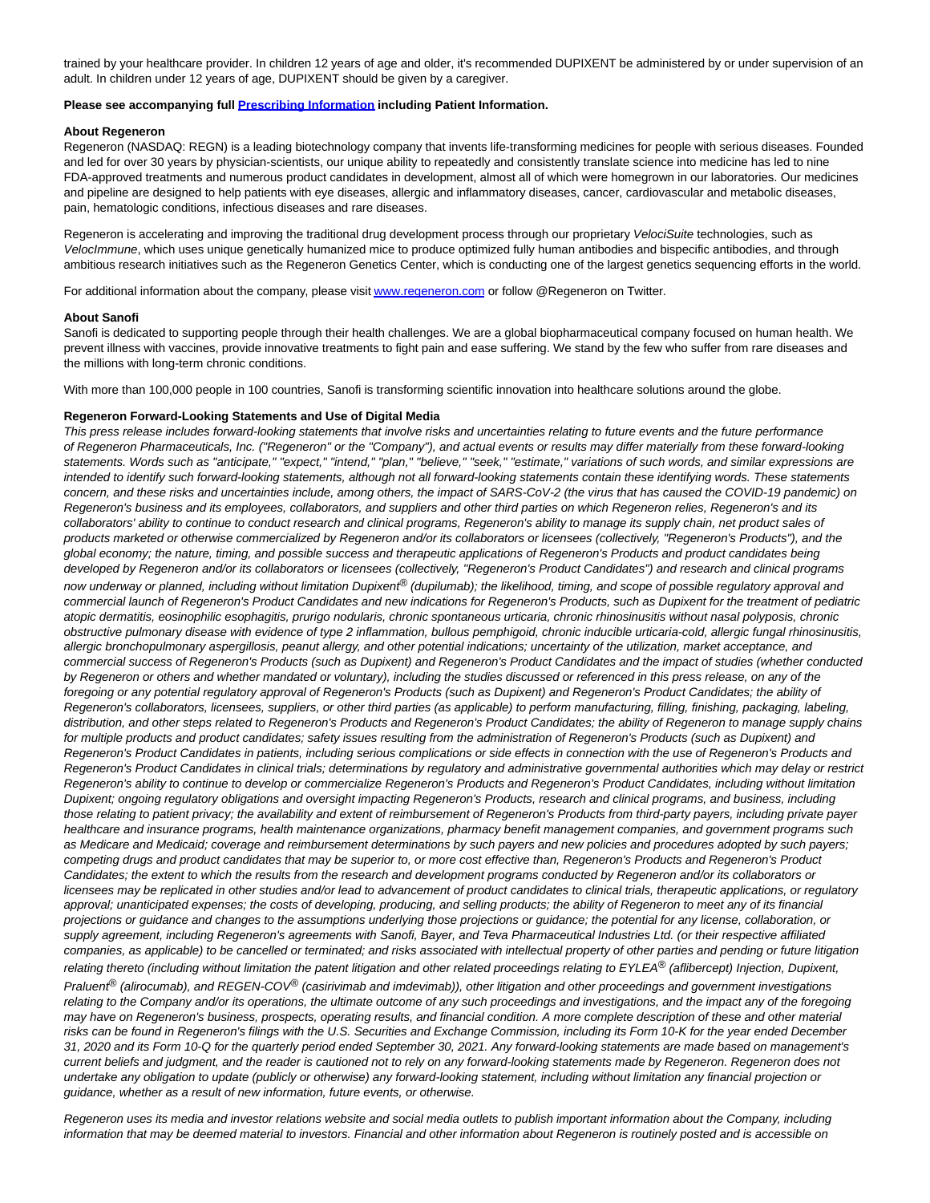trained by your healthcare provider. In children 12 years of age and older, it's recommended DUPIXENT be administered by or under supervision of an adult. In children under 12 years of age, DUPIXENT should be given by a caregiver.

**Please see accompanying full Prescribing Information including Patient Information.**

**About Regeneron**

Regeneron (NASDAQ: REGN) is a leading biotechnology company that invents life-transforming medicines for people with serious diseases. Founded and led for over 30 years by physician-scientists, our unique ability to repeatedly and consistently translate science into medicine has led to nine FDA-approved treatments and numerous product candidates in development, almost all of which were homegrown in our laboratories. Our medicines and pipeline are designed to help patients with eye diseases, allergic and inflammatory diseases, cancer, cardiovascular and metabolic diseases, pain, hematologic conditions, infectious diseases and rare diseases.

Regeneron is accelerating and improving the traditional drug development process through our proprietary *VelociSuite* technologies, such as *VelocImmune*, which uses unique genetically humanized mice to produce optimized fully human antibodies and bispecific antibodies, and through ambitious research initiatives such as the Regeneron Genetics Center, which is conducting one of the largest genetics sequencing efforts in the world.

For additional information about the company, please visit www.regeneron.com or follow @Regeneron on Twitter.

**About Sanofi**

Sanofi is dedicated to supporting people through their health challenges. We are a global biopharmaceutical company focused on human health. We prevent illness with vaccines, provide innovative treatments to fight pain and ease suffering. We stand by the few who suffer from rare diseases and the millions with long-term chronic conditions.

With more than 100,000 people in 100 countries, Sanofi is transforming scientific innovation into healthcare solutions around the globe.

**Regeneron Forward-Looking Statements and Use of Digital Media**

*This press release includes forward-looking statements that involve risks and uncertainties relating to future events and the future performance of Regeneron Pharmaceuticals, Inc. ("Regeneron" or the "Company"), and actual events or results may differ materially from these forward-looking statements. Words such as "anticipate," "expect," "intend," "plan," "believe," "seek," "estimate," variations of such words, and similar expressions are intended to identify such forward-looking statements, although not all forward-looking statements contain these identifying words. These statements concern, and these risks and uncertainties include, among others, the impact of SARS-CoV-2 (the virus that has caused the COVID-19 pandemic) on Regeneron's business and its employees, collaborators, and suppliers and other third parties on which Regeneron relies, Regeneron's and its collaborators' ability to continue to conduct research and clinical programs, Regeneron's ability to manage its supply chain, net product sales of products marketed or otherwise commercialized by Regeneron and/or its collaborators or licensees (collectively, "Regeneron's Products"), and the global economy; the nature, timing, and possible success and therapeutic applications of Regeneron's Products and product candidates being developed by Regeneron and/or its collaborators or licensees (collectively, "Regeneron's Product Candidates") and research and clinical programs now underway or planned, including without limitation Dupixent® (dupilumab); the likelihood, timing, and scope of possible regulatory approval and commercial launch of Regeneron's Product Candidates and new indications for Regeneron's Products, such as Dupixent for the treatment of pediatric atopic dermatitis, eosinophilic esophagitis, prurigo nodularis, chronic spontaneous urticaria, chronic rhinosinusitis without nasal polyposis, chronic obstructive pulmonary disease with evidence of type 2 inflammation, bullous pemphigoid, chronic inducible urticaria-cold, allergic fungal rhinosinusitis, allergic bronchopulmonary aspergillosis, peanut allergy, and other potential indications; uncertainty of the utilization, market acceptance, and commercial success of Regeneron's Products (such as Dupixent) and Regeneron's Product Candidates and the impact of studies (whether conducted by Regeneron or others and whether mandated or voluntary), including the studies discussed or referenced in this press release, on any of the foregoing or any potential regulatory approval of Regeneron's Products (such as Dupixent) and Regeneron's Product Candidates; the ability of Regeneron's collaborators, licensees, suppliers, or other third parties (as applicable) to perform manufacturing, filling, finishing, packaging, labeling, distribution, and other steps related to Regeneron's Products and Regeneron's Product Candidates; the ability of Regeneron to manage supply chains for multiple products and product candidates; safety issues resulting from the administration of Regeneron's Products (such as Dupixent) and Regeneron's Product Candidates in patients, including serious complications or side effects in connection with the use of Regeneron's Products and Regeneron's Product Candidates in clinical trials; determinations by regulatory and administrative governmental authorities which may delay or restrict Regeneron's ability to continue to develop or commercialize Regeneron's Products and Regeneron's Product Candidates, including without limitation Dupixent; ongoing regulatory obligations and oversight impacting Regeneron's Products, research and clinical programs, and business, including those relating to patient privacy; the availability and extent of reimbursement of Regeneron's Products from third-party payers, including private payer healthcare and insurance programs, health maintenance organizations, pharmacy benefit management companies, and government programs such as Medicare and Medicaid; coverage and reimbursement determinations by such payers and new policies and procedures adopted by such payers; competing drugs and product candidates that may be superior to, or more cost effective than, Regeneron's Products and Regeneron's Product Candidates; the extent to which the results from the research and development programs conducted by Regeneron and/or its collaborators or licensees may be replicated in other studies and/or lead to advancement of product candidates to clinical trials, therapeutic applications, or regulatory approval; unanticipated expenses; the costs of developing, producing, and selling products; the ability of Regeneron to meet any of its financial projections or guidance and changes to the assumptions underlying those projections or guidance; the potential for any license, collaboration, or supply agreement, including Regeneron's agreements with Sanofi, Bayer, and Teva Pharmaceutical Industries Ltd. (or their respective affiliated companies, as applicable) to be cancelled or terminated; and risks associated with intellectual property of other parties and pending or future litigation relating thereto (including without limitation the patent litigation and other related proceedings relating to EYLEA® (aflibercept) Injection, Dupixent, Praluent® (alirocumab), and REGEN-COV® (casirivimab and imdevimab)), other litigation and other proceedings and government investigations relating to the Company and/or its operations, the ultimate outcome of any such proceedings and investigations, and the impact any of the foregoing may have on Regeneron's business, prospects, operating results, and financial condition. A more complete description of these and other material risks can be found in Regeneron's filings with the U.S. Securities and Exchange Commission, including its Form 10-K for the year ended December 31, 2020 and its Form 10-Q for the quarterly period ended September 30, 2021. Any forward-looking statements are made based on management's current beliefs and judgment, and the reader is cautioned not to rely on any forward-looking statements made by Regeneron. Regeneron does not undertake any obligation to update (publicly or otherwise) any forward-looking statement, including without limitation any financial projection or guidance, whether as a result of new information, future events, or otherwise.*

*Regeneron uses its media and investor relations website and social media outlets to publish important information about the Company, including information that may be deemed material to investors. Financial and other information about Regeneron is routinely posted and is accessible on*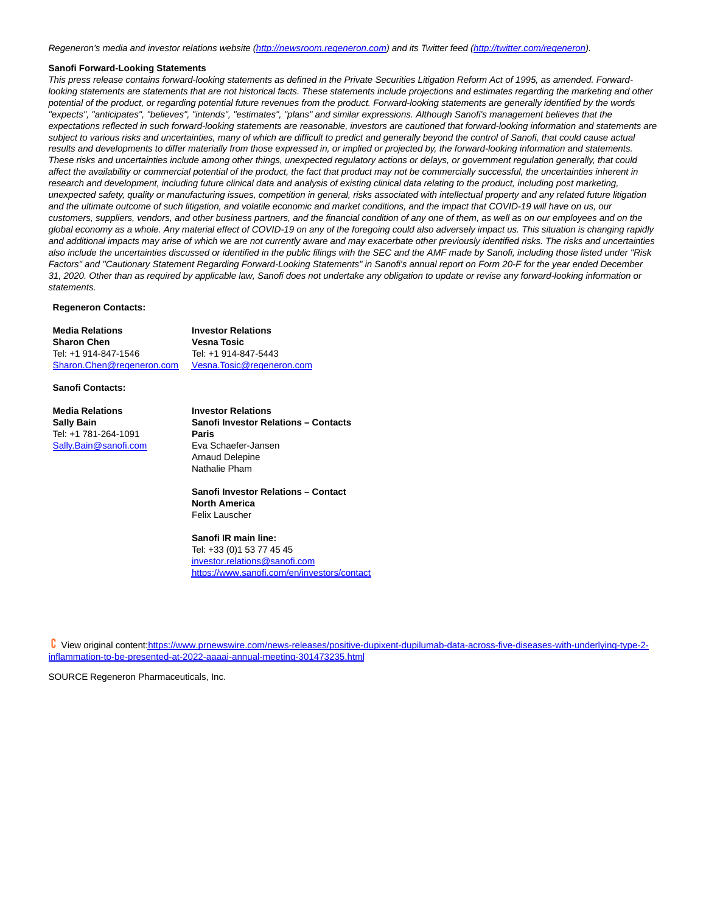*Regeneron's media and investor relations website (http://newsroom.regeneron.com) and its Twitter feed (http://twitter.com/regeneron).*

**Sanofi Forward-Looking Statements**

*This press release contains forward-looking statements as defined in the Private Securities Litigation Reform Act of 1995, as amended. Forward-looking statements are statements that are not historical facts. These statements include projections and estimates regarding the marketing and other potential of the product, or regarding potential future revenues from the product. Forward-looking statements are generally identified by the words "expects", "anticipates", "believes", "intends", "estimates", "plans" and similar expressions. Although Sanofi's management believes that the expectations reflected in such forward-looking statements are reasonable, investors are cautioned that forward-looking information and statements are subject to various risks and uncertainties, many of which are difficult to predict and generally beyond the control of Sanofi, that could cause actual results and developments to differ materially from those expressed in, or implied or projected by, the forward-looking information and statements. These risks and uncertainties include among other things, unexpected regulatory actions or delays, or government regulation generally, that could affect the availability or commercial potential of the product, the fact that product may not be commercially successful, the uncertainties inherent in research and development, including future clinical data and analysis of existing clinical data relating to the product, including post marketing, unexpected safety, quality or manufacturing issues, competition in general, risks associated with intellectual property and any related future litigation and the ultimate outcome of such litigation, and volatile economic and market conditions, and the impact that COVID-19 will have on us, our customers, suppliers, vendors, and other business partners, and the financial condition of any one of them, as well as on our employees and on the global economy as a whole. Any material effect of COVID-19 on any of the foregoing could also adversely impact us. This situation is changing rapidly and additional impacts may arise of which we are not currently aware and may exacerbate other previously identified risks. The risks and uncertainties also include the uncertainties discussed or identified in the public filings with the SEC and the AMF made by Sanofi, including those listed under "Risk Factors" and "Cautionary Statement Regarding Forward-Looking Statements" in Sanofi's annual report on Form 20-F for the year ended December 31, 2020. Other than as required by applicable law, Sanofi does not undertake any obligation to update or revise any forward-looking information or statements.*

**Regeneron Contacts:**

**Media Relations**
**Sharon Chen**
Tel: +1 914-847-1546
Sharon.Chen@regeneron.com

**Investor Relations**
**Vesna Tosic**
Tel: +1 914-847-5443
Vesna.Tosic@regeneron.com

**Sanofi Contacts:**

**Media Relations**
**Sally Bain**
Tel: +1 781-264-1091
Sally.Bain@sanofi.com

**Investor Relations**
**Sanofi Investor Relations – Contacts Paris**
Eva Schaefer-Jansen
Arnaud Delepine
Nathalie Pham

**Sanofi Investor Relations – Contact North America**
Felix Lauscher

**Sanofi IR main line:**
Tel: +33 (0)1 53 77 45 45
investor.relations@sanofi.com
https://www.sanofi.com/en/investors/contact

View original content:https://www.prnewswire.com/news-releases/positive-dupixent-dupilumab-data-across-five-diseases-with-underlying-type-2-inflammation-to-be-presented-at-2022-aaaai-annual-meeting-301473235.html

SOURCE Regeneron Pharmaceuticals, Inc.